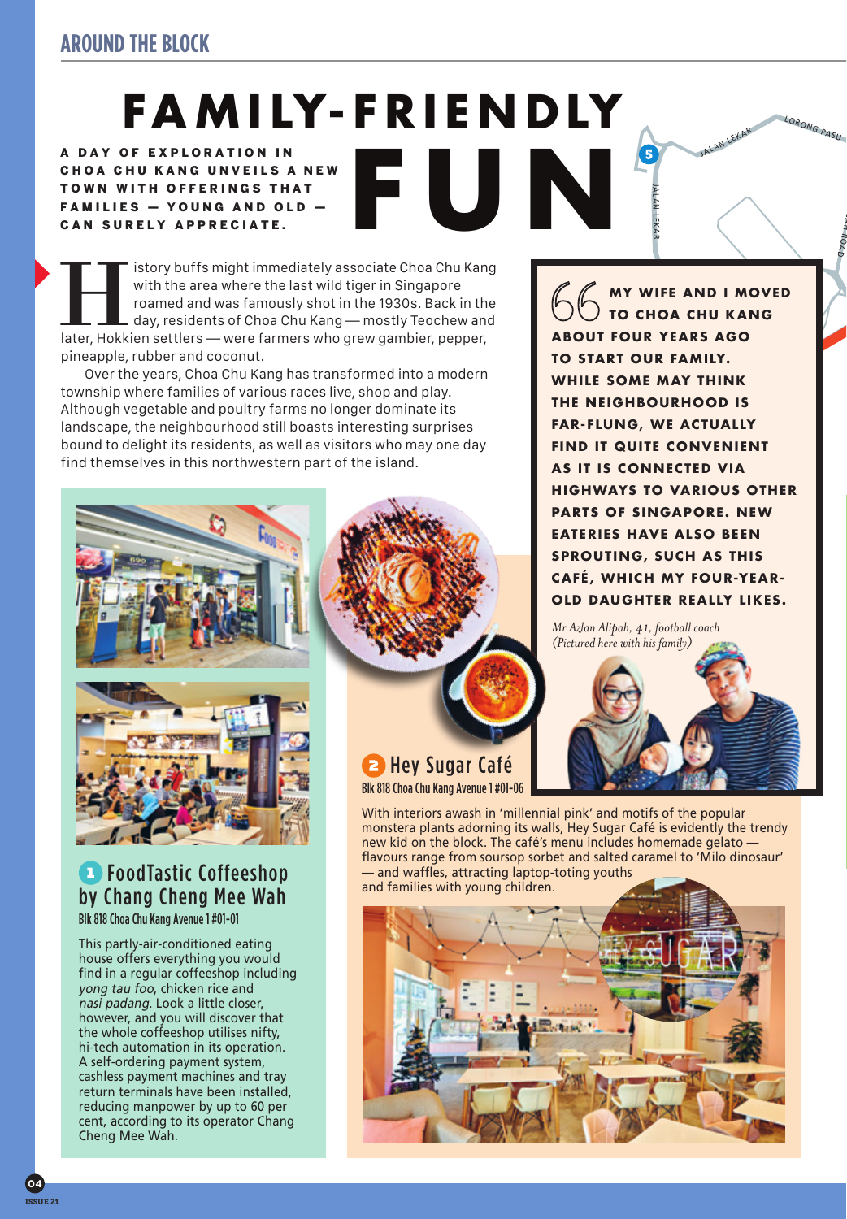# FAMILY-FRIENDLY FUN

**A DAY OF EXPLORATION IN CHOA CHU KANG UNVEILS A NEW TOWN WITH OFFERINGS THAT FAMILIES — YOUNG AND OLD — CAN SURELY APPRECIATE.**

History buffs might immediately associate Choa Chu Kang with the area where the last wild tiger in Singapore roamed and was famously shot in the 1930s. Back in the day, residents of Choa Chu Kang — mostly Teochew and later, Hokkien settlers — were farmers who grew gambier, pepper, pineapple, rubber and coconut.

Over the years, Choa Chu Kang has transformed into a modern township where families of various races live, shop and play. Although vegetable and poultry farms no longer dominate its landscape, the neighbourhood still boasts interesting surprises bound to delight its residents, as well as visitors who may one day find themselves in this northwestern part of the island.

> **"MY WIFE AND I MOVED TO CHOA CHU KANG ABOUT FOUR YEARS AGO TO START OUR FAMILY. WHILE SOME MAY THINK THE NEIGHBOURHOOD IS FAR-FLUNG, WE ACTUALLY FIND IT QUITE CONVENIENT AS IT IS CONNECTED VIA HIGHWAYS TO VARIOUS OTHER PARTS OF SINGAPORE. NEW EATERIES HAVE ALSO BEEN SPROUTING, SUCH AS THIS CAFÉ, WHICH MY FOUR-YEAR-OLD DAUGHTER REALLY LIKES.**
>
> *Mr Azlan Alipah, 41, football coach (Pictured here with his family)*

## 1 FoodTastic Coffeeshop by Chang Cheng Mee Wah

Blk 818 Choa Chu Kang Avenue 1 #01-01

This partly-air-conditioned eating house offers everything you would find in a regular coffeeshop including *yong tau foo*, chicken rice and *nasi padang*. Look a little closer, however, and you will discover that the whole coffeeshop utilises nifty, hi-tech automation in its operation. A self-ordering payment system, cashless payment machines and tray return terminals have been installed, reducing manpower by up to 60 per cent, according to its operator Chang Cheng Mee Wah.

## 2 Hey Sugar Café

Blk 818 Choa Chu Kang Avenue 1 #01-06

With interiors awash in 'millennial pink' and motifs of the popular monstera plants adorning its walls, Hey Sugar Café is evidently the trendy new kid on the block. The café's menu includes homemade gelato — flavours range from soursop sorbet and salted caramel to 'Milo dinosaur' — and waffles, attracting laptop-toting youths and families with young children.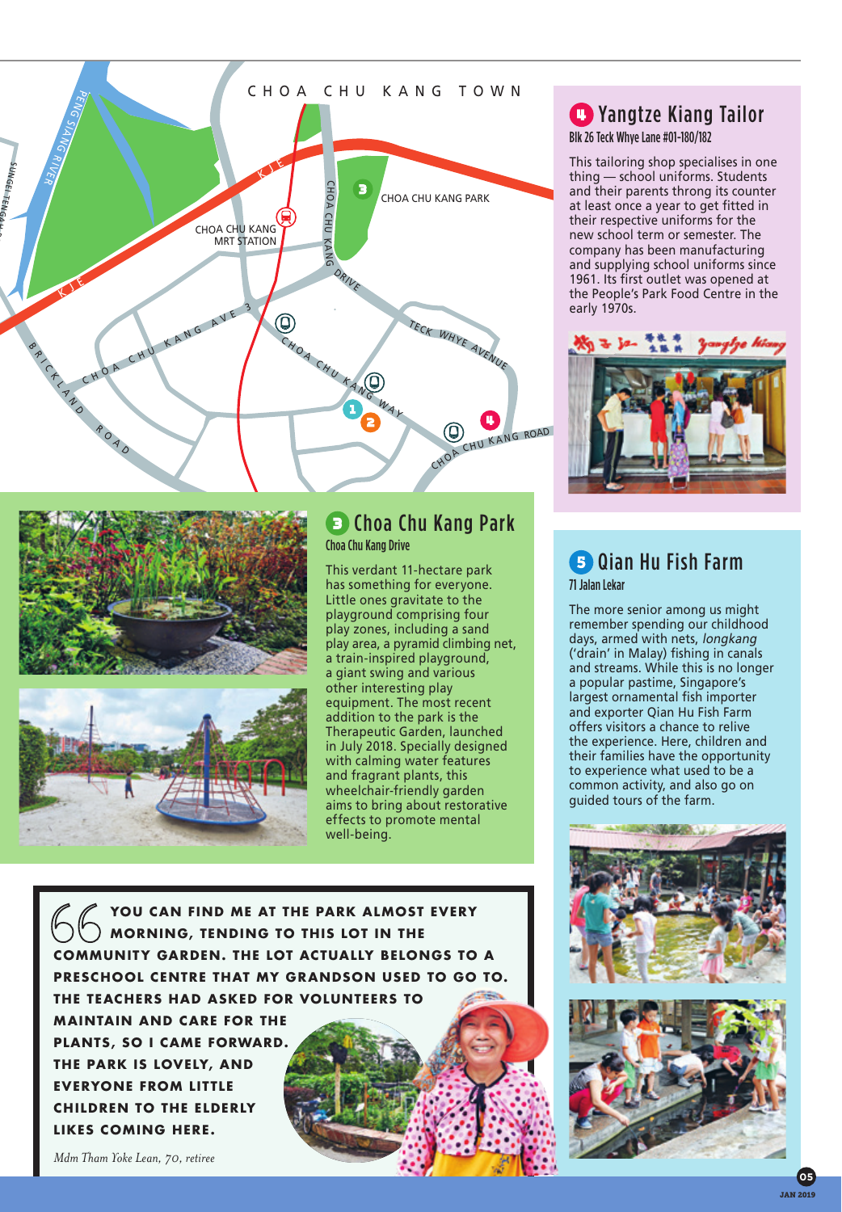CHOA CHU KANG TOWN

KJE

CHOA CHU KANG MRT STATION

CHOA CHU KANG PARK

CHOA CHU KANG DRIVE

CHOA CHU KANG AVE 3

TECK WHYE AVENUE

CHOA CHU KANG WAY

CHOA CHU KANG ROAD

BRICKLAND ROAD

PENG SIANG RIVER

SUNGEI TENGAH

## 4 Yangtze Kiang Tailor

Blk 26 Teck Whye Lane #01-180/182

This tailoring shop specialises in one thing — school uniforms. Students and their parents throng its counter at least once a year to get fitted in their respective uniforms for the new school term or semester. The company has been manufacturing and supplying school uniforms since 1961. Its first outlet was opened at the People's Park Food Centre in the early 1970s.

## 3 Choa Chu Kang Park

Choa Chu Kang Drive

This verdant 11-hectare park has something for everyone. Little ones gravitate to the playground comprising four play zones, including a sand play area, a pyramid climbing net, a train-inspired playground, a giant swing and various other interesting play equipment. The most recent addition to the park is the Therapeutic Garden, launched in July 2018. Specially designed with calming water features and fragrant plants, this wheelchair-friendly garden aims to bring about restorative effects to promote mental well-being.

## 5 Qian Hu Fish Farm

71 Jalan Lekar

The more senior among us might remember spending our childhood days, armed with nets, *longkang* ('drain' in Malay) fishing in canals and streams. While this is no longer a popular pastime, Singapore's largest ornamental fish importer and exporter Qian Hu Fish Farm offers visitors a chance to relive the experience. Here, children and their families have the opportunity to experience what used to be a common activity, and also go on guided tours of the farm.

> **YOU CAN FIND ME AT THE PARK ALMOST EVERY MORNING, TENDING TO THIS LOT IN THE COMMUNITY GARDEN. THE LOT ACTUALLY BELONGS TO A PRESCHOOL CENTRE THAT MY GRANDSON USED TO GO TO. THE TEACHERS HAD ASKED FOR VOLUNTEERS TO MAINTAIN AND CARE FOR THE PLANTS, SO I CAME FORWARD. THE PARK IS LOVELY, AND EVERYONE FROM LITTLE CHILDREN TO THE ELDERLY LIKES COMING HERE.**
>
> *Mdm Tham Yoke Lean, 70, retiree*